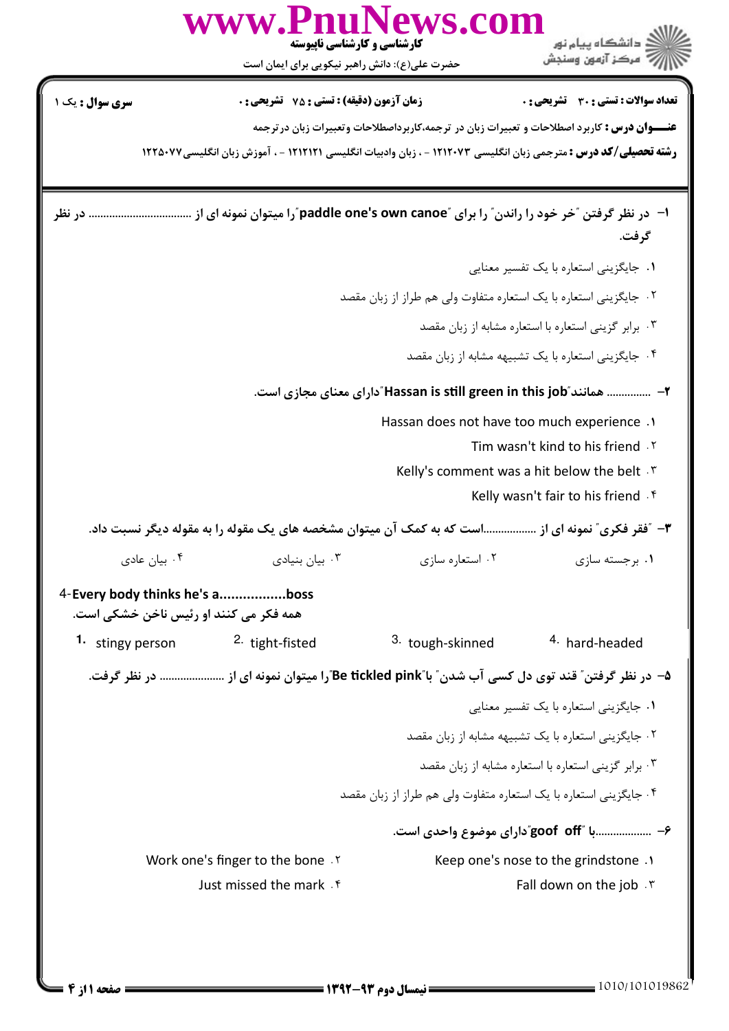www.PnuNews.com

**کارشناسی و کارشناسی ناپیوسته**

حضرت علی(ع): دانش راهبر نیکویی برای ایمان است

دانشگاه پیام نور
مرکز آزمون وسنجش

**تعداد سوالات : تستی : ۳۰ تشریحی : ۰** | **زمان آزمون (دقیقه) : تستی : ۷۵ تشریحی : ۰** | **سری سوال : یک ۱**

**عنـــوان درس :** کاربرد اصطلاحات و تعبیرات زبان در ترجمه،کاربرداصطلاحات وتعبیرات زبان درترجمه

**رشته تحصیلی/کد درس :** مترجمی زبان انگلیسی ۱۲۱۲۰۷۳ - ، زبان وادبیات انگلیسی ۱۲۱۲۱۲۱ - ، آموزش زبان انگلیسی۱۲۲۵۰۷۷

---

**۱- در نظر گرفتن "خر خود را راندن" را برای "paddle one's own canoe"را میتوان نمونه ای از .................................. در نظر گرفت.**

۱. جایگزینی استعاره با یک تفسیر معنایی

۲. جایگزینی استعاره با یک استعاره متفاوت ولی هم طراز از زبان مقصد

۳. برابر گزینی استعاره با استعاره مشابه از زبان مقصد

۴. جایگزینی استعاره با یک تشبیهه مشابه از زبان مقصد

**۲- ............... همانند"Hassan is still green in this job"دارای معنای مجازی است.**

1. Hassan does not have too much experience
2. Tim wasn't kind to his friend
3. Kelly's comment was a hit below the belt
4. Kelly wasn't fair to his friend

**۳- "فقر فکری" نمونه ای از ..................است که به کمک آن میتوان مشخصه های یک مقوله را به مقوله دیگر نسبت داد.**

۱. برجسته سازی ۲. استعاره سازی ۳. بیان بنیادی ۴. بیان عادی

**4-Every body thinks he's a................boss**

**همه فکر می کنند او رئیس ناخن خشکی است.**

1. stingy person 2. tight-fisted 3. tough-skinned 4. hard-headed

**۵- در نظر گرفتن" قند توی دل کسی آب شدن" با"Be tickled pink"را میتوان نمونه ای از ...................... در نظر گرفت.**

۱. جایگزینی استعاره با یک تفسیر معنایی

۲. جایگزینی استعاره با یک تشبیهه مشابه از زبان مقصد

۳. برابر گزینی استعاره با استعاره مشابه از زبان مقصد

۴. جایگزینی استعاره با یک استعاره متفاوت ولی هم طراز از زبان مقصد

**۶- ..................با "goof off"دارای موضوع واحدی است.**

1. Keep one's nose to the grindstone
2. Work one's finger to the bone
3. Fall down on the job
4. Just missed the mark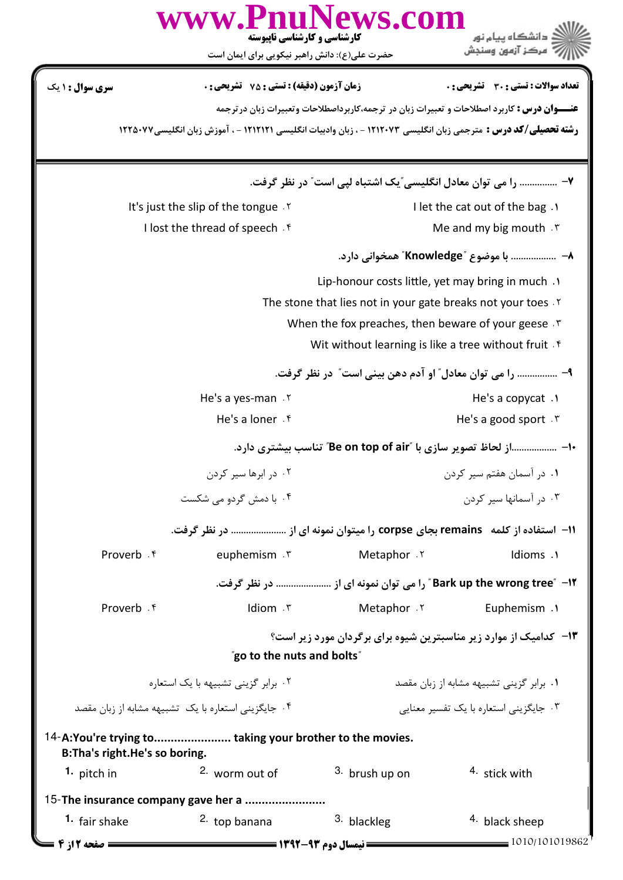**سری سوال :** ۱ یک

**زمان آزمون (دقیقه) : تستی :** ۷۵ **تشریحی :** ۰

**تعداد سوالات : تستی :** ۳۰ **تشریحی :** ۰

**عنـــوان درس :** کاربرد اصطلاحات و تعبیرات زبان در ترجمه،کاربرداصطلاحات وتعبیرات زبان درترجمه

**رشته تحصیلی/کد درس :** مترجمی زبان انگلیسی ۱۲۱۲۰۷۳ - ، زبان وادبیات انگلیسی ۱۲۱۲۱۲۱ - ، آموزش زبان انگلیسی۱۲۲۵۰۷۷

**۷- .............. را می توان معادل انگلیسی "یک اشتباه لپی است" در نظر گرفت.**

۱. I let the cat out of the bag
۲. It's just the slip of the tongue
۳. Me and my big mouth
۴. I lost the thread of speech

**۸- ................ با موضوع "Knowledge" همخوانی دارد.**

۱. Lip-honour costs little, yet may bring in much
۲. The stone that lies not in your gate breaks not your toes
۳. When the fox preaches, then beware of your geese
۴. Wit without learning is like a tree without fruit

**۹- .............. را می توان معادل" او آدم دهن بینی است" در نظر گرفت.**

۱. He's a copycat
۲. He's a yes-man
۳. He's a good sport
۴. He's a loner

**۱۰- .................از لحاظ تصویر سازی با "Be on top of air" تناسب بیشتری دارد.**

۱. در آسمان هفتم سیر کردن
۲. در ابرها سیر کردن
۳. در آسمانها سیر کردن
۴. با دمش گردو می شکست

**۱۱- استفاده از کلمه remains بجای corpse را میتوان نمونه ای از ..................... در نظر گرفت.**

۱. Idioms
۲. Metaphor
۳. euphemism
۴. Proverb

**۱۲- "Bark up the wrong tree" را می توان نمونه ای از ...................... در نظر گرفت.**

۱. Euphemism
۲. Metaphor
۳. Idiom
۴. Proverb

**۱۳- کدامیک از موارد زیر مناسبترین شیوه برای برگردان مورد زیر است؟**

**"go to the nuts and bolts"**

۱. برابر گزینی تشبیهه مشابه از زبان مقصد
۲. برابر گزینی تشبیهه با یک استعاره
۳. جایگزینی استعاره با یک تفسیر معنایی
۴. جایگزینی استعاره با یک تشبیهه مشابه از زبان مقصد

**14-A:You're trying to...................... taking your brother to the movies.**
**B:Tha's right.He's so boring.**

1. pitch in
2. worm out of
3. brush up on
4. stick with

**15-The insurance company gave her a .......................**

1. fair shake
2. top banana
3. blackleg
4. black sheep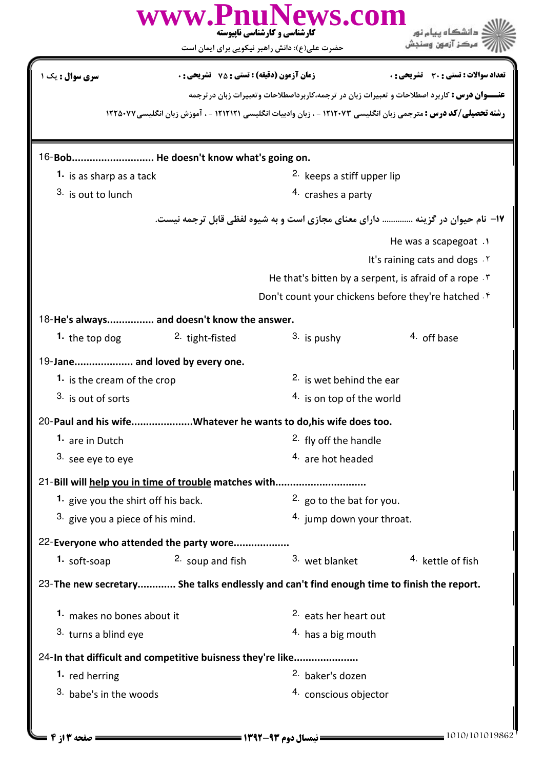**سری سوال : یک ۱** | **زمان آزمون (دقیقه) : تستی : ۷۵ تشریحی : ۰** | **تعداد سوالات : تستی : ۳۰ تشریحی : ۰**

**عنـــوان درس :** کاربرد اصطلاحات و تعبیرات زبان در ترجمه،کاربرداصطلاحات وتعبیرات زبان درترجمه

**رشته تحصیلی/کد درس :** مترجمی زبان انگلیسی ۱۲۱۲۰۷۳ - ، زبان وادبیات انگلیسی ۱۲۱۲۱۲۱ - ، آموزش زبان انگلیسی۱۲۲۵۰۷۷

16-**Bob........................... He doesn't know what's going on.**

1. is as sharp as a tack
2. keeps a stiff upper lip
3. is out to lunch
4. crashes a party

**۱۷– نام حیوان در گزینه ............. دارای معنای مجازی است و به شیوه لفظی قابل ترجمه نیست.**

۱. He was a scapegoat

۲. It's raining cats and dogs

۳. He that's bitten by a serpent, is afraid of a rope

۴. Don't count your chickens before they're hatched

18-**He's always................ and doesn't know the answer.**

1. the top dog
2. tight-fisted
3. is pushy
4. off base

19-**Jane.................... and loved by every one.**

1. is the cream of the crop
2. is wet behind the ear
3. is out of sorts
4. is on top of the world

20-**Paul and his wife.....................Whatever he wants to do,his wife does too.**

1. are in Dutch
2. fly off the handle
3. see eye to eye
4. are hot headed

21-**Bill will <u>help you in time of trouble</u> matches with..............................**

1. give you the shirt off his back.
2. go to the bat for you.
3. give you a piece of his mind.
4. jump down your throat.

22-**Everyone who attended the party wore..................**

1. soft-soap
2. soup and fish
3. wet blanket
4. kettle of fish

23-**The new secretary............ She talks endlessly and can't find enough time to finish the report.**

1. makes no bones about it
2. eats her heart out
3. turns a blind eye
4. has a big mouth

24-**In that difficult and competitive buisness they're like.....................**

1. red herring
2. baker's dozen
3. babe's in the woods
4. conscious objector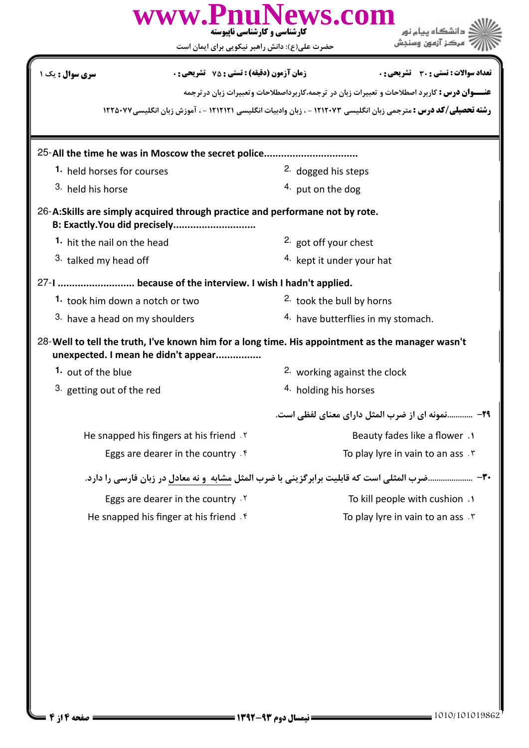25-**All the time he was in Moscow the secret police................................**

1. held horses for courses
2. dogged his steps
3. held his horse
4. put on the dog

26-**A:Skills are simply acquired through practice and performane not by rote.**
**B: Exactly.You did precisely............................**

1. hit the nail on the head
2. got off your chest
3. talked my head off
4. kept it under your hat

27-**I .......................... because of the interview. I wish I hadn't applied.**

1. took him down a notch or two
2. took the bull by horns
3. have a head on my shoulders
4. have butterflies in my stomach.

28-**Well to tell the truth, I've known him for a long time. His appointment as the manager wasn't unexpected. I mean he didn't appear................**

1. out of the blue
2. working against the clock
3. getting out of the red
4. holding his horses

**۲۹- ............نمونه ای از ضرب المثل دارای معنای لفظی است.**

۱. Beauty fades like a flower
۲. He snapped his fingers at his friend
۳. To play lyre in vain to an ass
۴. Eggs are dearer in the country

**۳۰- ....................ضرب المثلی است که قابلیت برابرگزینی با ضرب المثل مشابه و نه معادل در زبان فارسی را دارد.**

۱. To kill people with cushion
۲. Eggs are dearer in the country
۳. To play lyre in vain to an ass
۴. He snapped his finger at his friend